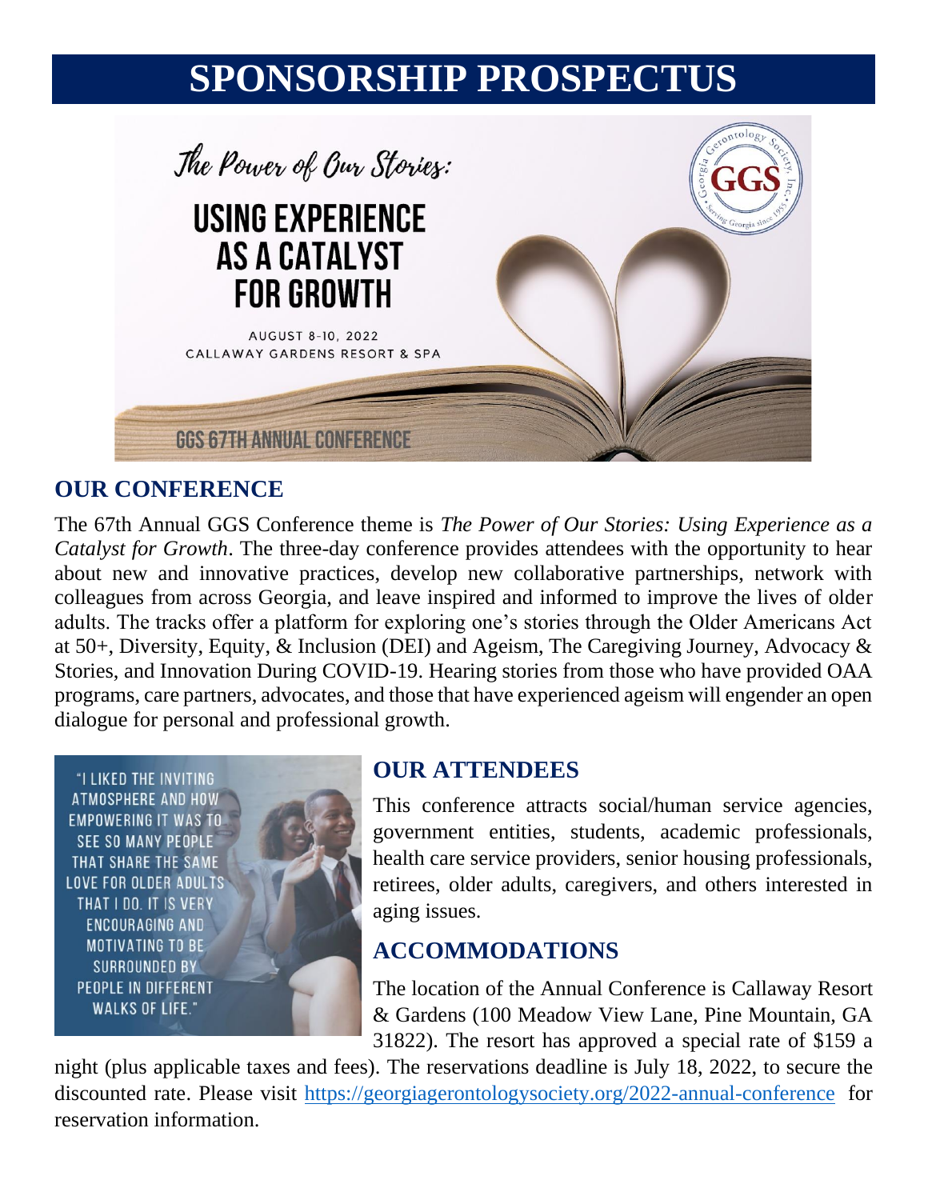# SPONSORSHIP PROSPECTUS

The Power of Our Stories:

USING EXPERIENCE AS A CATALYST FOR GROWTH

AUGUST 8-10, 2022
CALLAWAY GARDENS RESORT & SPA

GGS 67TH ANNUAL CONFERENCE

## OUR CONFERENCE

The 67th Annual GGS Conference theme is *The Power of Our Stories: Using Experience as a Catalyst for Growth*. The three-day conference provides attendees with the opportunity to hear about new and innovative practices, develop new collaborative partnerships, network with colleagues from across Georgia, and leave inspired and informed to improve the lives of older adults. The tracks offer a platform for exploring one's stories through the Older Americans Act at 50+, Diversity, Equity, & Inclusion (DEI) and Ageism, The Caregiving Journey, Advocacy & Stories, and Innovation During COVID-19. Hearing stories from those who have provided OAA programs, care partners, advocates, and those that have experienced ageism will engender an open dialogue for personal and professional growth.

"I LIKED THE INVITING ATMOSPHERE AND HOW EMPOWERING IT WAS TO SEE SO MANY PEOPLE THAT SHARE THE SAME LOVE FOR OLDER ADULTS THAT I DO. IT IS VERY ENCOURAGING AND MOTIVATING TO BE SURROUNDED BY PEOPLE IN DIFFERENT WALKS OF LIFE."

## OUR ATTENDEES

This conference attracts social/human service agencies, government entities, students, academic professionals, health care service providers, senior housing professionals, retirees, older adults, caregivers, and others interested in aging issues.

## ACCOMMODATIONS

The location of the Annual Conference is Callaway Resort & Gardens (100 Meadow View Lane, Pine Mountain, GA 31822). The resort has approved a special rate of $159 a night (plus applicable taxes and fees). The reservations deadline is July 18, 2022, to secure the discounted rate. Please visit https://georgiagerontologysociety.org/2022-annual-conference for reservation information.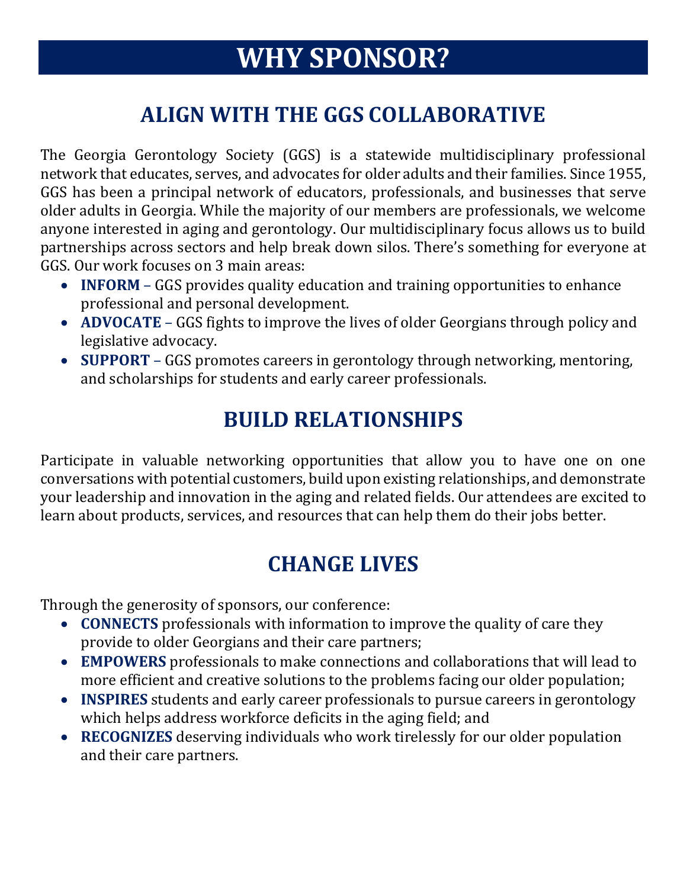# WHY SPONSOR?

## ALIGN WITH THE GGS COLLABORATIVE

The Georgia Gerontology Society (GGS) is a statewide multidisciplinary professional network that educates, serves, and advocates for older adults and their families. Since 1955, GGS has been a principal network of educators, professionals, and businesses that serve older adults in Georgia. While the majority of our members are professionals, we welcome anyone interested in aging and gerontology. Our multidisciplinary focus allows us to build partnerships across sectors and help break down silos. There's something for everyone at GGS. Our work focuses on 3 main areas:

- **INFORM** – GGS provides quality education and training opportunities to enhance professional and personal development.
- **ADVOCATE** – GGS fights to improve the lives of older Georgians through policy and legislative advocacy.
- **SUPPORT** – GGS promotes careers in gerontology through networking, mentoring, and scholarships for students and early career professionals.

## BUILD RELATIONSHIPS

Participate in valuable networking opportunities that allow you to have one on one conversations with potential customers, build upon existing relationships, and demonstrate your leadership and innovation in the aging and related fields. Our attendees are excited to learn about products, services, and resources that can help them do their jobs better.

## CHANGE LIVES

Through the generosity of sponsors, our conference:

- **CONNECTS** professionals with information to improve the quality of care they provide to older Georgians and their care partners;
- **EMPOWERS** professionals to make connections and collaborations that will lead to more efficient and creative solutions to the problems facing our older population;
- **INSPIRES** students and early career professionals to pursue careers in gerontology which helps address workforce deficits in the aging field; and
- **RECOGNIZES** deserving individuals who work tirelessly for our older population and their care partners.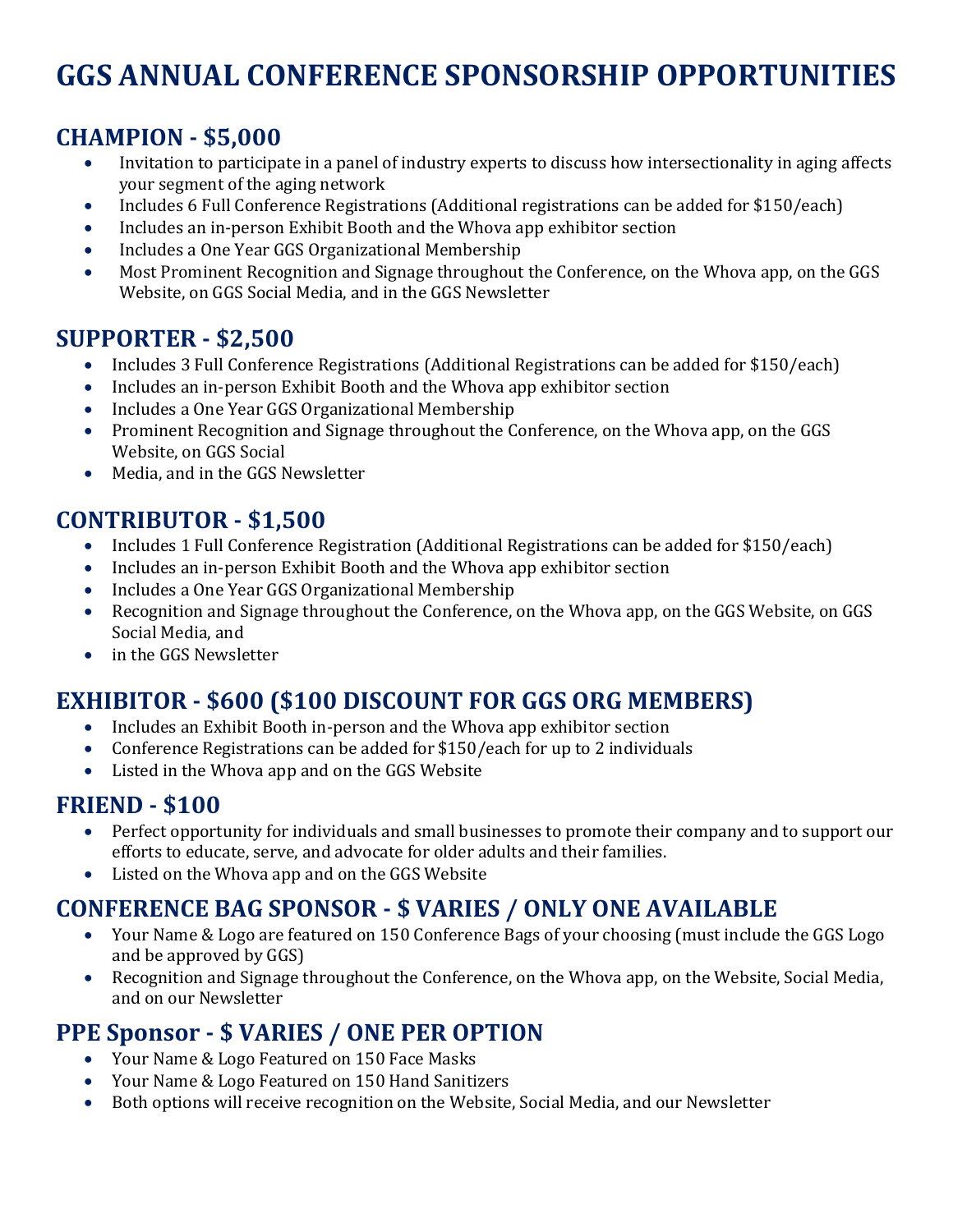# GGS ANNUAL CONFERENCE SPONSORSHIP OPPORTUNITIES

## CHAMPION - $5,000

- Invitation to participate in a panel of industry experts to discuss how intersectionality in aging affects your segment of the aging network
- Includes 6 Full Conference Registrations (Additional registrations can be added for $150/each)
- Includes an in-person Exhibit Booth and the Whova app exhibitor section
- Includes a One Year GGS Organizational Membership
- Most Prominent Recognition and Signage throughout the Conference, on the Whova app, on the GGS Website, on GGS Social Media, and in the GGS Newsletter

## SUPPORTER - $2,500

- Includes 3 Full Conference Registrations (Additional Registrations can be added for $150/each)
- Includes an in-person Exhibit Booth and the Whova app exhibitor section
- Includes a One Year GGS Organizational Membership
- Prominent Recognition and Signage throughout the Conference, on the Whova app, on the GGS Website, on GGS Social
- Media, and in the GGS Newsletter

## CONTRIBUTOR - $1,500

- Includes 1 Full Conference Registration (Additional Registrations can be added for $150/each)
- Includes an in-person Exhibit Booth and the Whova app exhibitor section
- Includes a One Year GGS Organizational Membership
- Recognition and Signage throughout the Conference, on the Whova app, on the GGS Website, on GGS Social Media, and
- in the GGS Newsletter

## EXHIBITOR - $600 ($100 DISCOUNT FOR GGS ORG MEMBERS)

- Includes an Exhibit Booth in-person and the Whova app exhibitor section
- Conference Registrations can be added for $150/each for up to 2 individuals
- Listed in the Whova app and on the GGS Website

## FRIEND - $100

- Perfect opportunity for individuals and small businesses to promote their company and to support our efforts to educate, serve, and advocate for older adults and their families.
- Listed on the Whova app and on the GGS Website

## CONFERENCE BAG SPONSOR - $ VARIES / ONLY ONE AVAILABLE

- Your Name & Logo are featured on 150 Conference Bags of your choosing (must include the GGS Logo and be approved by GGS)
- Recognition and Signage throughout the Conference, on the Whova app, on the Website, Social Media, and on our Newsletter

## PPE Sponsor - $ VARIES / ONE PER OPTION

- Your Name & Logo Featured on 150 Face Masks
- Your Name & Logo Featured on 150 Hand Sanitizers
- Both options will receive recognition on the Website, Social Media, and our Newsletter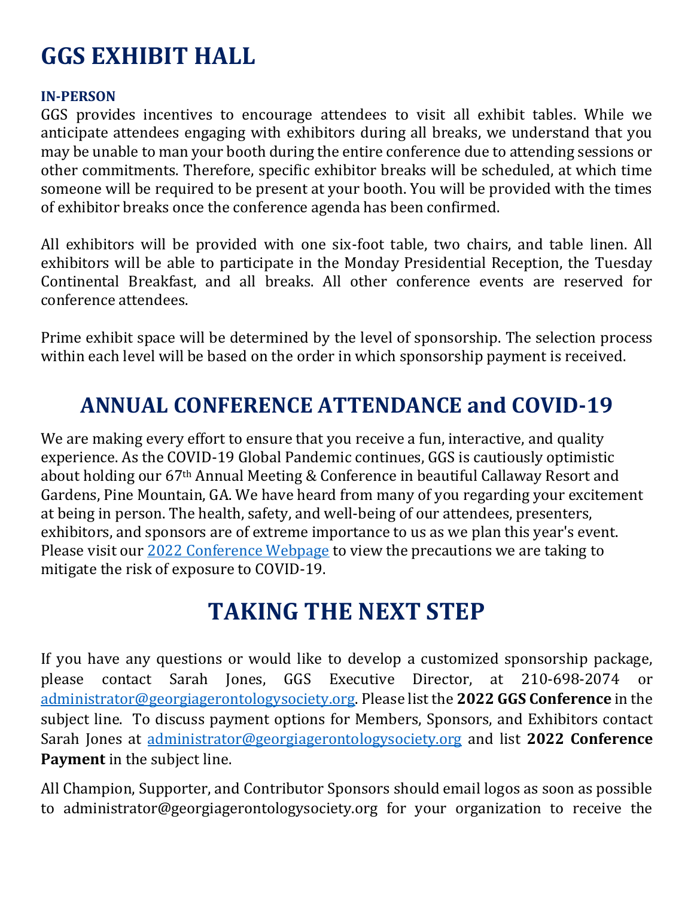# GGS EXHIBIT HALL

### IN-PERSON

GGS provides incentives to encourage attendees to visit all exhibit tables. While we anticipate attendees engaging with exhibitors during all breaks, we understand that you may be unable to man your booth during the entire conference due to attending sessions or other commitments. Therefore, specific exhibitor breaks will be scheduled, at which time someone will be required to be present at your booth. You will be provided with the times of exhibitor breaks once the conference agenda has been confirmed.

All exhibitors will be provided with one six-foot table, two chairs, and table linen. All exhibitors will be able to participate in the Monday Presidential Reception, the Tuesday Continental Breakfast, and all breaks. All other conference events are reserved for conference attendees.

Prime exhibit space will be determined by the level of sponsorship. The selection process within each level will be based on the order in which sponsorship payment is received.

## ANNUAL CONFERENCE ATTENDANCE and COVID-19

We are making every effort to ensure that you receive a fun, interactive, and quality experience. As the COVID-19 Global Pandemic continues, GGS is cautiously optimistic about holding our 67th Annual Meeting & Conference in beautiful Callaway Resort and Gardens, Pine Mountain, GA. We have heard from many of you regarding your excitement at being in person. The health, safety, and well-being of our attendees, presenters, exhibitors, and sponsors are of extreme importance to us as we plan this year's event. Please visit our 2022 Conference Webpage to view the precautions we are taking to mitigate the risk of exposure to COVID-19.

## TAKING THE NEXT STEP

If you have any questions or would like to develop a customized sponsorship package, please contact Sarah Jones, GGS Executive Director, at 210-698-2074 or administrator@georgiagerontologysociety.org. Please list the **2022 GGS Conference** in the subject line. To discuss payment options for Members, Sponsors, and Exhibitors contact Sarah Jones at administrator@georgiagerontologysociety.org and list **2022 Conference Payment** in the subject line.

All Champion, Supporter, and Contributor Sponsors should email logos as soon as possible to administrator@georgiagerontologysociety.org for your organization to receive the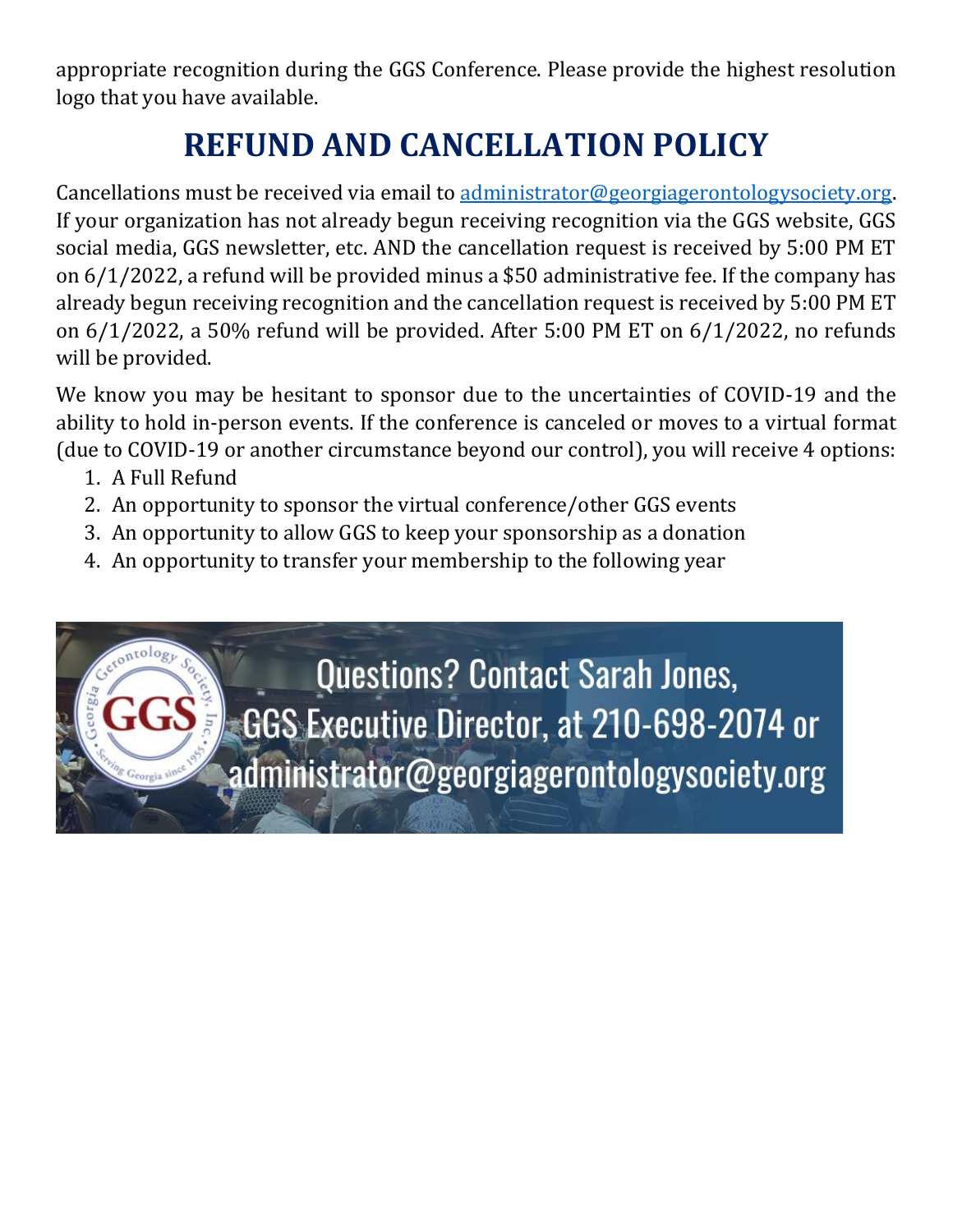appropriate recognition during the GGS Conference. Please provide the highest resolution logo that you have available.

# REFUND AND CANCELLATION POLICY

Cancellations must be received via email to administrator@georgiagerontologysociety.org. If your organization has not already begun receiving recognition via the GGS website, GGS social media, GGS newsletter, etc. AND the cancellation request is received by 5:00 PM ET on 6/1/2022, a refund will be provided minus a $50 administrative fee. If the company has already begun receiving recognition and the cancellation request is received by 5:00 PM ET on 6/1/2022, a 50% refund will be provided. After 5:00 PM ET on 6/1/2022, no refunds will be provided.

We know you may be hesitant to sponsor due to the uncertainties of COVID-19 and the ability to hold in-person events. If the conference is canceled or moves to a virtual format (due to COVID-19 or another circumstance beyond our control), you will receive 4 options:

1. A Full Refund
2. An opportunity to sponsor the virtual conference/other GGS events
3. An opportunity to allow GGS to keep your sponsorship as a donation
4. An opportunity to transfer your membership to the following year

Questions? Contact Sarah Jones, GGS Executive Director, at 210-698-2074 or administrator@georgiagerontologysociety.org